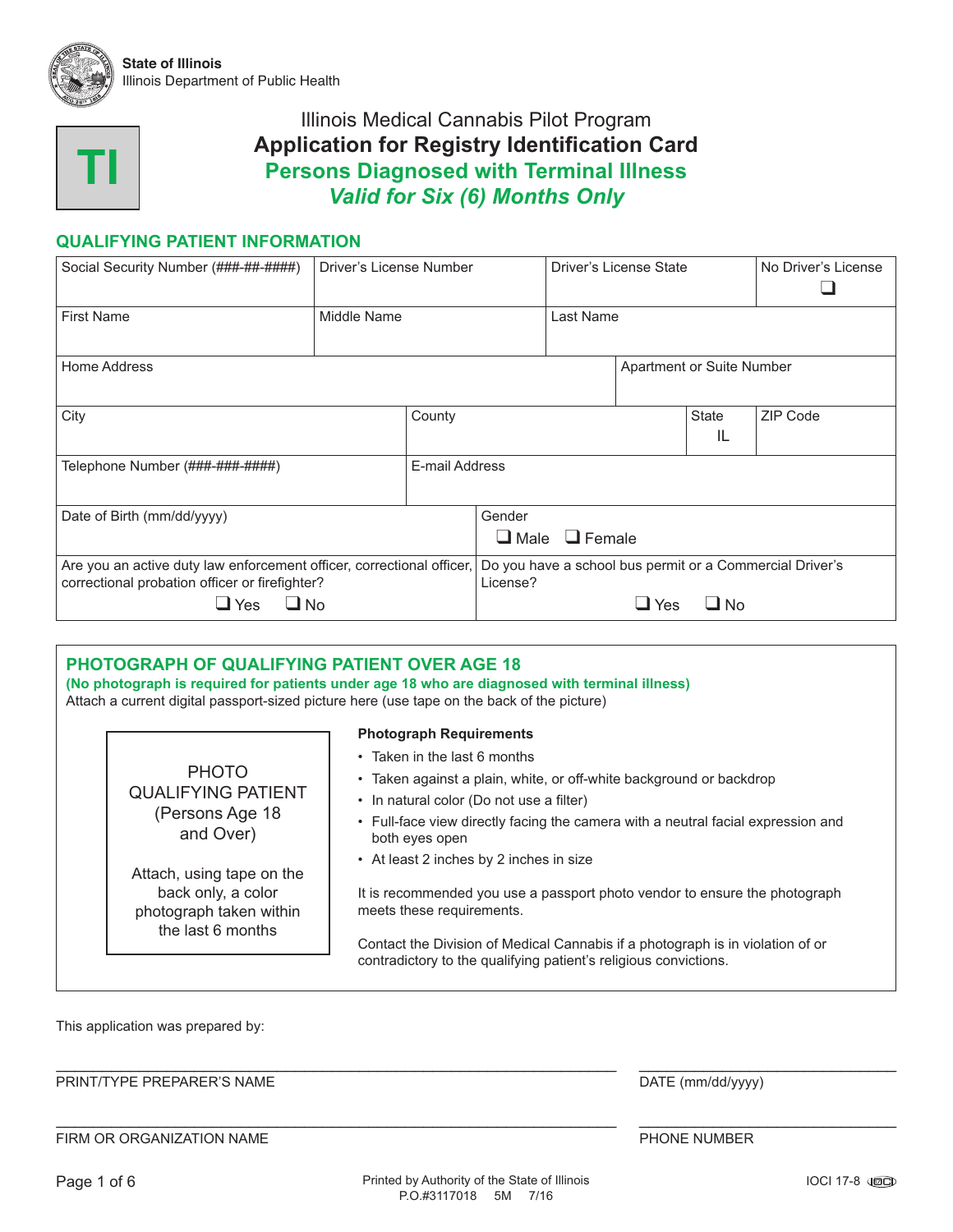State of Illinois
Illinois Department of Public Health

**TI**

# Illinois Medical Cannabis Pilot Program
# Application for Registry Identification Card
## Persons Diagnosed with Terminal Illness
### *Valid for Six (6) Months Only*

## QUALIFYING PATIENT INFORMATION

| Social Security Number (###-##-####) | Driver's License Number | Driver's License State | No Driver's License ❑ |
|---|---|---|---|
| First Name | Middle Name | Last Name | |
| Home Address | | Apartment or Suite Number | |
| City | County | State IL | ZIP Code |
| Telephone Number (###-###-####) | E-mail Address | | |
| Date of Birth (mm/dd/yyyy) | Gender ❑ Male ❑ Female | | |
| Are you an active duty law enforcement officer, correctional officer, correctional probation officer or firefighter? ❑ Yes ❑ No | Do you have a school bus permit or a Commercial Driver's License? ❑ Yes ❑ No | | |

## PHOTOGRAPH OF QUALIFYING PATIENT OVER AGE 18

**(No photograph is required for patients under age 18 who are diagnosed with terminal illness)**

Attach a current digital passport-sized picture here (use tape on the back of the picture)

PHOTO
QUALIFYING PATIENT
(Persons Age 18 and Over)

Attach, using tape on the back only, a color photograph taken within the last 6 months

**Photograph Requirements**

- Taken in the last 6 months
- Taken against a plain, white, or off-white background or backdrop
- In natural color (Do not use a filter)
- Full-face view directly facing the camera with a neutral facial expression and both eyes open
- At least 2 inches by 2 inches in size

It is recommended you use a passport photo vendor to ensure the photograph meets these requirements.

Contact the Division of Medical Cannabis if a photograph is in violation of or contradictory to the qualifying patient's religious convictions.

This application was prepared by:

_______________________________________ PRINT/TYPE PREPARER'S NAME

_______________________________________ DATE (mm/dd/yyyy)

_______________________________________ FIRM OR ORGANIZATION NAME

_______________________________________ PHONE NUMBER

Printed by Authority of the State of Illinois
P.O.#3117018 5M 7/16

IOCI 17-8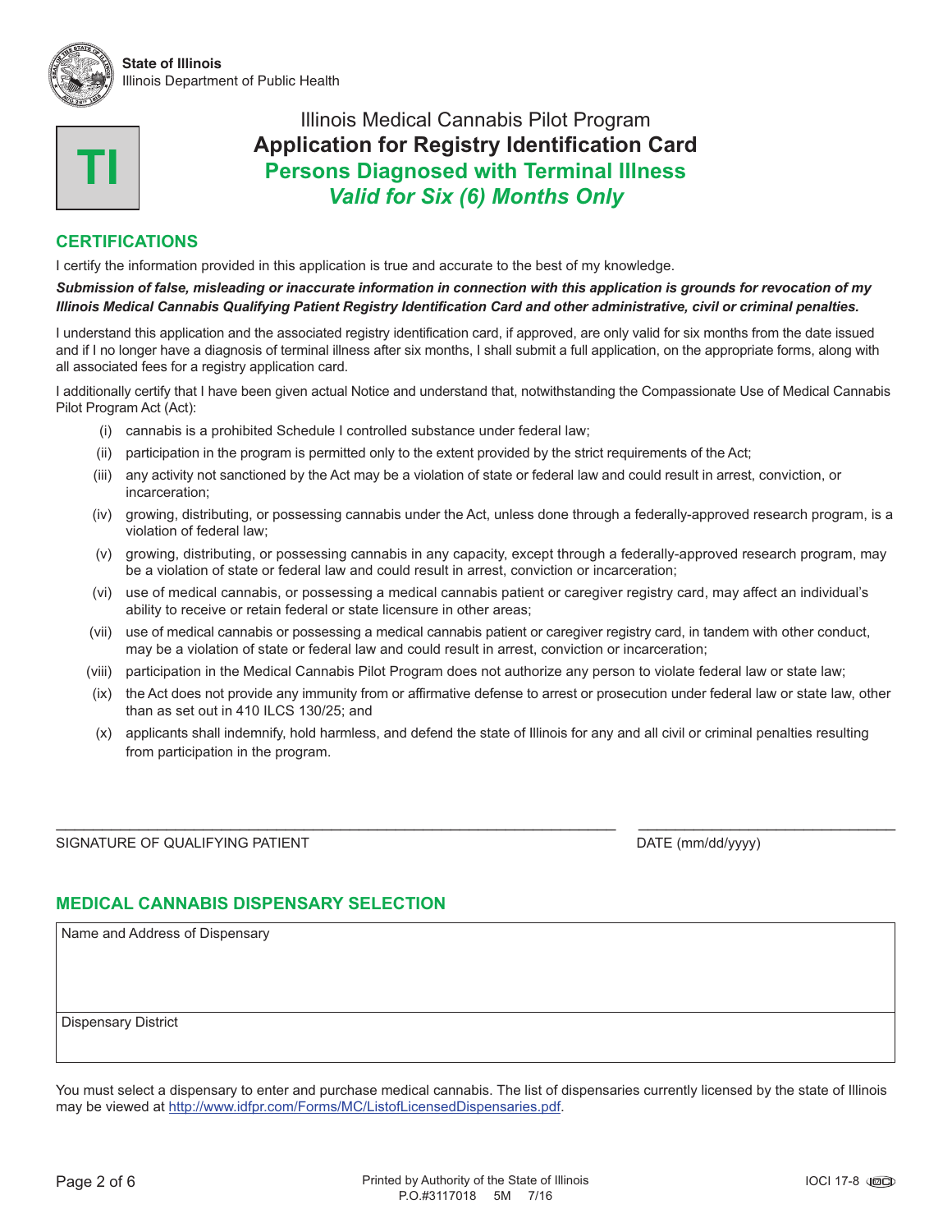State of Illinois
Illinois Department of Public Health

**TI**

# Illinois Medical Cannabis Pilot Program
# Application for Registry Identification Card
## Persons Diagnosed with Terminal Illness
## *Valid for Six (6) Months Only*

## CERTIFICATIONS

I certify the information provided in this application is true and accurate to the best of my knowledge.

***Submission of false, misleading or inaccurate information in connection with this application is grounds for revocation of my Illinois Medical Cannabis Qualifying Patient Registry Identification Card and other administrative, civil or criminal penalties.***

I understand this application and the associated registry identification card, if approved, are only valid for six months from the date issued and if I no longer have a diagnosis of terminal illness after six months, I shall submit a full application, on the appropriate forms, along with all associated fees for a registry application card.

I additionally certify that I have been given actual Notice and understand that, notwithstanding the Compassionate Use of Medical Cannabis Pilot Program Act (Act):

(i) cannabis is a prohibited Schedule I controlled substance under federal law;

(ii) participation in the program is permitted only to the extent provided by the strict requirements of the Act;

(iii) any activity not sanctioned by the Act may be a violation of state or federal law and could result in arrest, conviction, or incarceration;

(iv) growing, distributing, or possessing cannabis under the Act, unless done through a federally-approved research program, is a violation of federal law;

(v) growing, distributing, or possessing cannabis in any capacity, except through a federally-approved research program, may be a violation of state or federal law and could result in arrest, conviction or incarceration;

(vi) use of medical cannabis, or possessing a medical cannabis patient or caregiver registry card, may affect an individual's ability to receive or retain federal or state licensure in other areas;

(vii) use of medical cannabis or possessing a medical cannabis patient or caregiver registry card, in tandem with other conduct, may be a violation of state or federal law and could result in arrest, conviction or incarceration;

(viii) participation in the Medical Cannabis Pilot Program does not authorize any person to violate federal law or state law;

(ix) the Act does not provide any immunity from or affirmative defense to arrest or prosecution under federal law or state law, other than as set out in 410 ILCS 130/25; and

(x) applicants shall indemnify, hold harmless, and defend the state of Illinois for any and all civil or criminal penalties resulting from participation in the program.

_______________________________________ _______________________
SIGNATURE OF QUALIFYING PATIENT DATE (mm/dd/yyyy)

## MEDICAL CANNABIS DISPENSARY SELECTION

| Name and Address of Dispensary |
|---|
| |
| Dispensary District |

You must select a dispensary to enter and purchase medical cannabis. The list of dispensaries currently licensed by the state of Illinois may be viewed at http://www.idfpr.com/Forms/MC/ListofLicensedDispensaries.pdf.

Printed by Authority of the State of Illinois
P.O.#3117018 5M 7/16

IOCI 17-8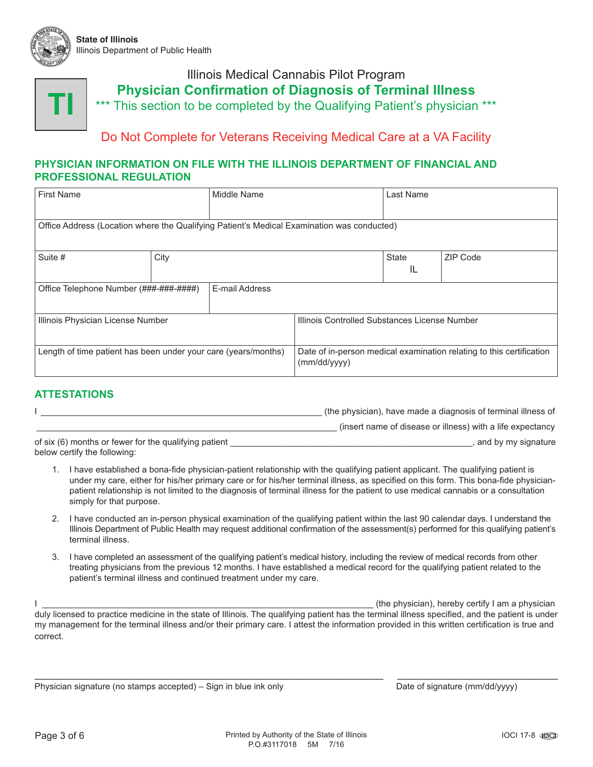State of Illinois
Illinois Department of Public Health

TI

# Illinois Medical Cannabis Pilot Program

## Physician Confirmation of Diagnosis of Terminal Illness

*** This section to be completed by the Qualifying Patient's physician ***

Do Not Complete for Veterans Receiving Medical Care at a VA Facility

### PHYSICIAN INFORMATION ON FILE WITH THE ILLINOIS DEPARTMENT OF FINANCIAL AND PROFESSIONAL REGULATION

| First Name | | Middle Name | | Last Name | |
|---|---|---|---|---|---|
| Office Address (Location where the Qualifying Patient's Medical Examination was conducted) | | | | | |
| Suite # | City | | | State IL | ZIP Code |
| Office Telephone Number (###-###-####) | | E-mail Address | | | |
| Illinois Physician License Number | | | Illinois Controlled Substances License Number | | |
| Length of time patient has been under your care (years/months) | | | Date of in-person medical examination relating to this certification (mm/dd/yyyy) | | |

### ATTESTATIONS

I ____________________________________________________________ (the physician), have made a diagnosis of terminal illness of _______________________________________________________________ (insert name of disease or illness) with a life expectancy of six (6) months or fewer for the qualifying patient ____________________________________________________, and by my signature below certify the following:

1. I have established a bona-fide physician-patient relationship with the qualifying patient applicant. The qualifying patient is under my care, either for his/her primary care or for his/her terminal illness, as specified on this form. This bona-fide physician-patient relationship is not limited to the diagnosis of terminal illness for the patient to use medical cannabis or a consultation simply for that purpose.
2. I have conducted an in-person physical examination of the qualifying patient within the last 90 calendar days. I understand the Illinois Department of Public Health may request additional confirmation of the assessment(s) performed for this qualifying patient's terminal illness.
3. I have completed an assessment of the qualifying patient's medical history, including the review of medical records from other treating physicians from the previous 12 months. I have established a medical record for the qualifying patient related to the patient's terminal illness and continued treatment under my care.

I _______________________________________________________________________ (the physician), hereby certify I am a physician duly licensed to practice medicine in the state of Illinois. The qualifying patient has the terminal illness specified, and the patient is under my management for the terminal illness and/or their primary care. I attest the information provided in this written certification is true and correct.

___________________________________________________________________________ Physician signature (no stamps accepted) – Sign in blue ink only

__________________________________ Date of signature (mm/dd/yyyy)

Printed by Authority of the State of Illinois
P.O.#3117018 5M 7/16

IOCI 17-8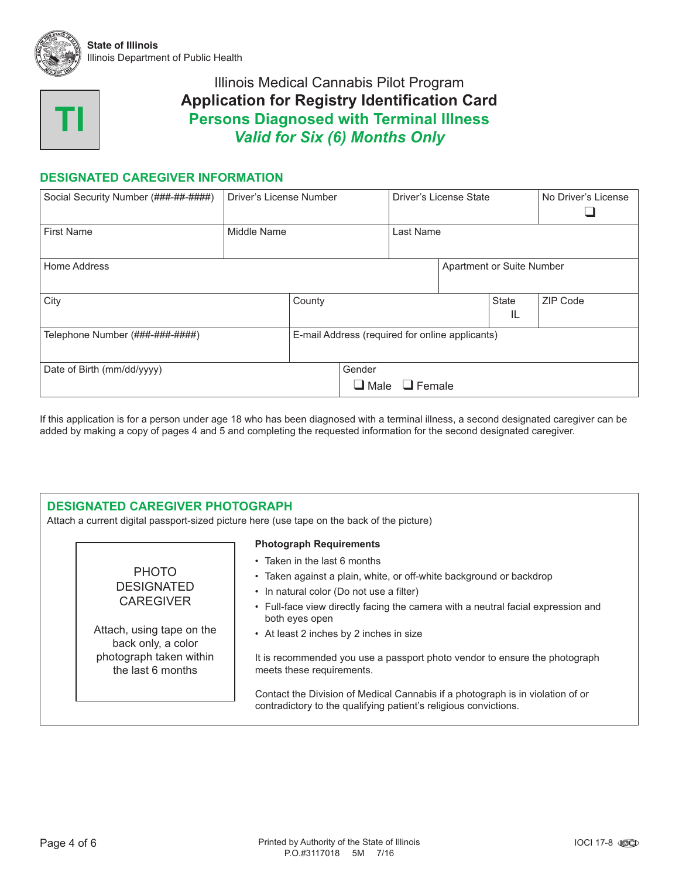State of Illinois
Illinois Department of Public Health

TI

# Illinois Medical Cannabis Pilot Program
## Application for Registry Identification Card
## Persons Diagnosed with Terminal Illness
### *Valid for Six (6) Months Only*

## DESIGNATED CAREGIVER INFORMATION

| Social Security Number (###-##-####) | Driver's License Number | Driver's License State | No Driver's License ❑ |
|---|---|---|---|
| First Name | Middle Name | Last Name | |
| Home Address | | Apartment or Suite Number | |
| City | County | State IL | ZIP Code |
| Telephone Number (###-###-####) | E-mail Address (required for online applicants) | | |
| Date of Birth (mm/dd/yyyy) | Gender ❑ Male ❑ Female | | |

If this application is for a person under age 18 who has been diagnosed with a terminal illness, a second designated caregiver can be added by making a copy of pages 4 and 5 and completing the requested information for the second designated caregiver.

## DESIGNATED CAREGIVER PHOTOGRAPH

Attach a current digital passport-sized picture here (use tape on the back of the picture)

PHOTO DESIGNATED CAREGIVER

Attach, using tape on the back only, a color photograph taken within the last 6 months

**Photograph Requirements**

- Taken in the last 6 months
- Taken against a plain, white, or off-white background or backdrop
- In natural color (Do not use a filter)
- Full-face view directly facing the camera with a neutral facial expression and both eyes open
- At least 2 inches by 2 inches in size

It is recommended you use a passport photo vendor to ensure the photograph meets these requirements.

Contact the Division of Medical Cannabis if a photograph is in violation of or contradictory to the qualifying patient's religious convictions.

Printed by Authority of the State of Illinois
P.O.#3117018 5M 7/16

IOCI 17-8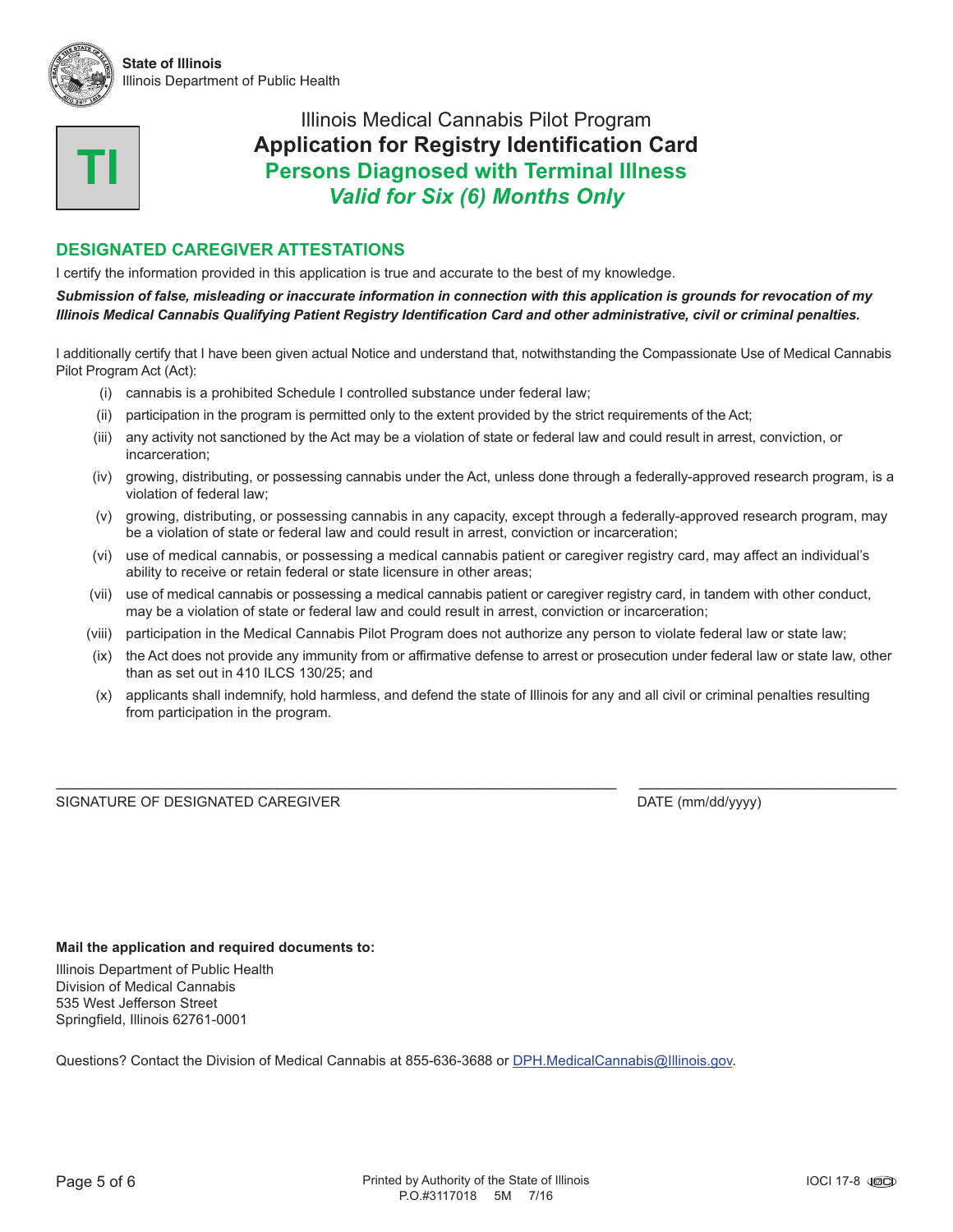State of Illinois
Illinois Department of Public Health

**TI**

# Illinois Medical Cannabis Pilot Program
# Application for Registry Identification Card
## Persons Diagnosed with Terminal Illness
### *Valid for Six (6) Months Only*

## DESIGNATED CAREGIVER ATTESTATIONS

I certify the information provided in this application is true and accurate to the best of my knowledge.

***Submission of false, misleading or inaccurate information in connection with this application is grounds for revocation of my Illinois Medical Cannabis Qualifying Patient Registry Identification Card and other administrative, civil or criminal penalties.***

I additionally certify that I have been given actual Notice and understand that, notwithstanding the Compassionate Use of Medical Cannabis Pilot Program Act (Act):

- (i) cannabis is a prohibited Schedule I controlled substance under federal law;
- (ii) participation in the program is permitted only to the extent provided by the strict requirements of the Act;
- (iii) any activity not sanctioned by the Act may be a violation of state or federal law and could result in arrest, conviction, or incarceration;
- (iv) growing, distributing, or possessing cannabis under the Act, unless done through a federally-approved research program, is a violation of federal law;
- (v) growing, distributing, or possessing cannabis in any capacity, except through a federally-approved research program, may be a violation of state or federal law and could result in arrest, conviction or incarceration;
- (vi) use of medical cannabis, or possessing a medical cannabis patient or caregiver registry card, may affect an individual's ability to receive or retain federal or state licensure in other areas;
- (vii) use of medical cannabis or possessing a medical cannabis patient or caregiver registry card, in tandem with other conduct, may be a violation of state or federal law and could result in arrest, conviction or incarceration;
- (viii) participation in the Medical Cannabis Pilot Program does not authorize any person to violate federal law or state law;
- (ix) the Act does not provide any immunity from or affirmative defense to arrest or prosecution under federal law or state law, other than as set out in 410 ILCS 130/25; and
- (x) applicants shall indemnify, hold harmless, and defend the state of Illinois for any and all civil or criminal penalties resulting from participation in the program.

_______________________________________________ _______________________

SIGNATURE OF DESIGNATED CAREGIVER DATE (mm/dd/yyyy)

**Mail the application and required documents to:**

Illinois Department of Public Health
Division of Medical Cannabis
535 West Jefferson Street
Springfield, Illinois 62761-0001

Questions? Contact the Division of Medical Cannabis at 855-636-3688 or DPH.MedicalCannabis@Illinois.gov.

Printed by Authority of the State of Illinois
P.O.#3117018 5M 7/16

IOCI 17-8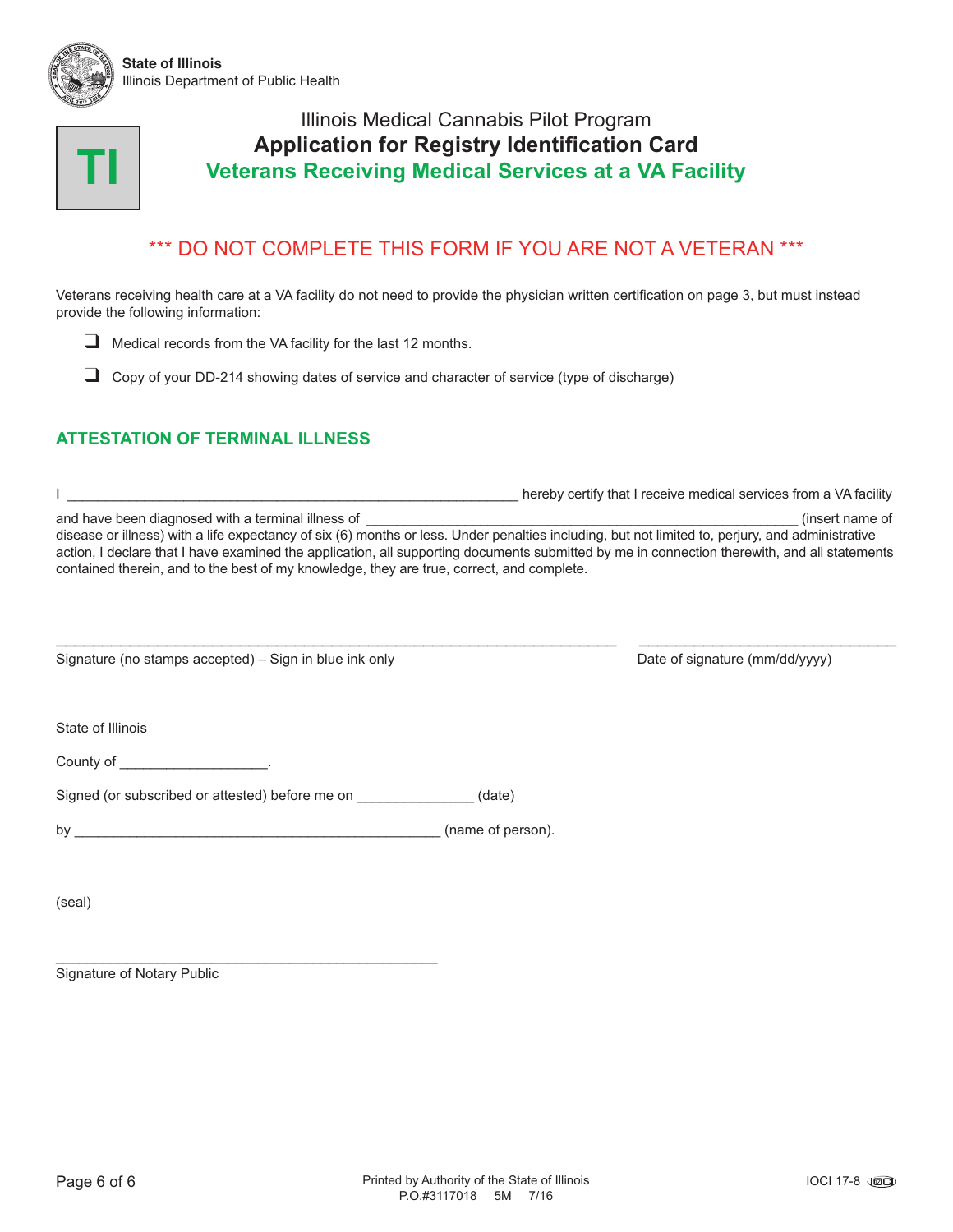State of Illinois
Illinois Department of Public Health

TI

# Illinois Medical Cannabis Pilot Program

## Application for Registry Identification Card

## Veterans Receiving Medical Services at a VA Facility

*** DO NOT COMPLETE THIS FORM IF YOU ARE NOT A VETERAN ***

Veterans receiving health care at a VA facility do not need to provide the physician written certification on page 3, but must instead provide the following information:

- ☐ Medical records from the VA facility for the last 12 months.
- ☐ Copy of your DD-214 showing dates of service and character of service (type of discharge)

### ATTESTATION OF TERMINAL ILLNESS

I ____________________________________________________________ hereby certify that I receive medical services from a VA facility and have been diagnosed with a terminal illness of __________________________________________________________ (insert name of disease or illness) with a life expectancy of six (6) months or less. Under penalties including, but not limited to, perjury, and administrative action, I declare that I have examined the application, all supporting documents submitted by me in connection therewith, and all statements contained therein, and to the best of my knowledge, they are true, correct, and complete.

___________________________________________________________________________ ________________________________

Signature (no stamps accepted) – Sign in blue ink only Date of signature (mm/dd/yyyy)

State of Illinois

County of ___________________.

Signed (or subscribed or attested) before me on _______________ (date)

by ________________________________________________ (name of person).

(seal)

__________________________________________________

Signature of Notary Public

Printed by Authority of the State of Illinois
P.O.#3117018 5M 7/16

IOCI 17-8